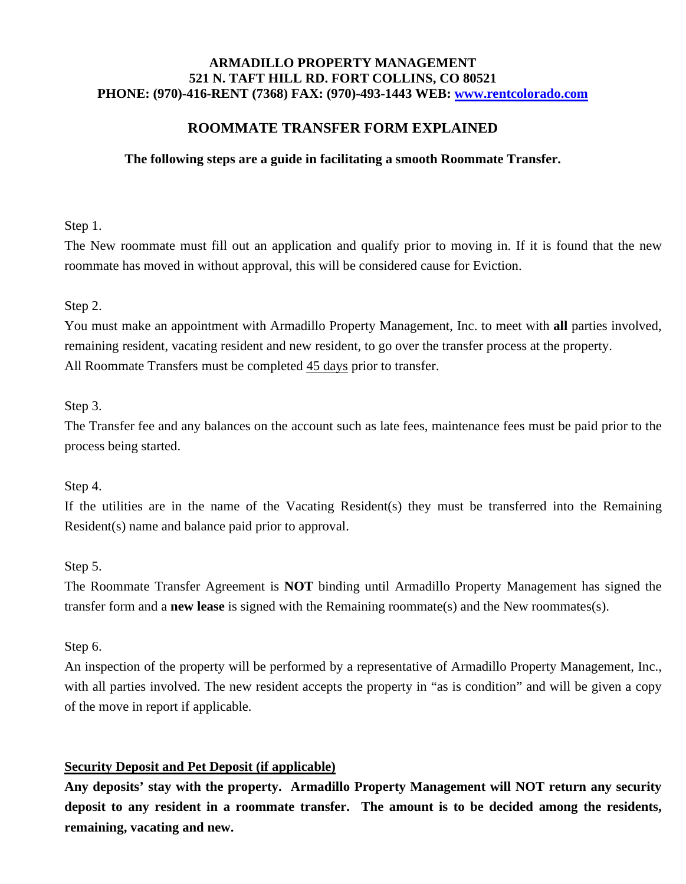**ARMADILLO PROPERTY MANAGEMENT**
**521 N. TAFT HILL RD. FORT COLLINS, CO 80521**
**PHONE: (970)-416-RENT (7368) FAX: (970)-493-1443 WEB: [www.rentcolorado.com](http://www.rentcolorado.com)**

# ROOMMATE TRANSFER FORM EXPLAINED

**The following steps are a guide in facilitating a smooth Roommate Transfer.**

Step 1.
The New roommate must fill out an application and qualify prior to moving in. If it is found that the new roommate has moved in without approval, this will be considered cause for Eviction.

Step 2.
You must make an appointment with Armadillo Property Management, Inc. to meet with **all** parties involved, remaining resident, vacating resident and new resident, to go over the transfer process at the property.
All Roommate Transfers must be completed <u>45 days</u> prior to transfer.

Step 3.
The Transfer fee and any balances on the account such as late fees, maintenance fees must be paid prior to the process being started.

Step 4.
If the utilities are in the name of the Vacating Resident(s) they must be transferred into the Remaining Resident(s) name and balance paid prior to approval.

Step 5.
The Roommate Transfer Agreement is **NOT** binding until Armadillo Property Management has signed the transfer form and a **new lease** is signed with the Remaining roommate(s) and the New roommates(s).

Step 6.
An inspection of the property will be performed by a representative of Armadillo Property Management, Inc., with all parties involved. The new resident accepts the property in "as is condition" and will be given a copy of the move in report if applicable.

**<u>Security Deposit and Pet Deposit (if applicable)</u>**

**Any deposits' stay with the property. Armadillo Property Management will NOT return any security deposit to any resident in a roommate transfer. The amount is to be decided among the residents, remaining, vacating and new.**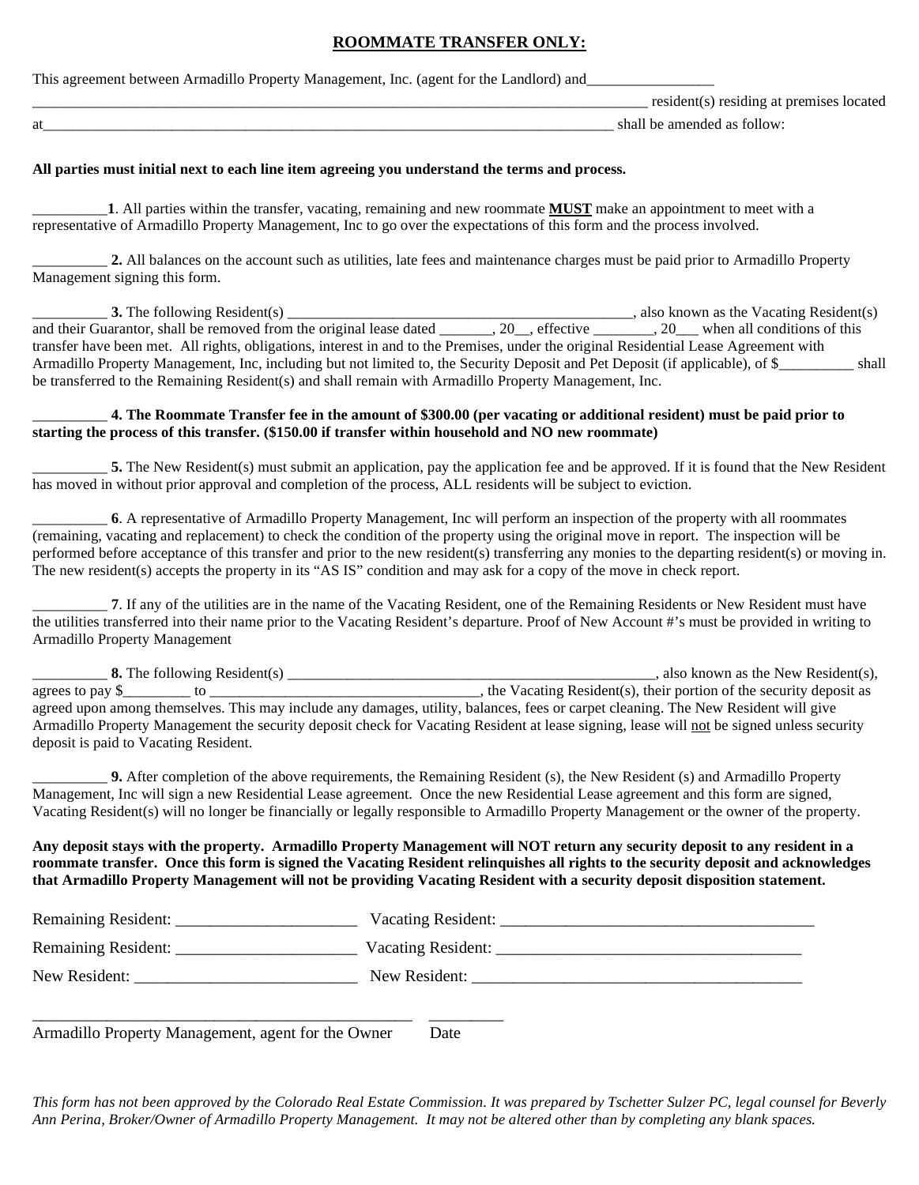## **ROOMMATE TRANSFER ONLY:**

This agreement between Armadillo Property Management, Inc. (agent for the Landlord) and_________________ _________________________________________________________________________________ resident(s) residing at premises located at___________________________________________________________________________ shall be amended as follow:

**All parties must initial next to each line item agreeing you understand the terms and process.**

__________**1**. All parties within the transfer, vacating, remaining and new roommate **MUST** make an appointment to meet with a representative of Armadillo Property Management, Inc to go over the expectations of this form and the process involved.

__________ **2.** All balances on the account such as utilities, late fees and maintenance charges must be paid prior to Armadillo Property Management signing this form.

__________ **3.** The following Resident(s) ________________________________________________, also known as the Vacating Resident(s) and their Guarantor, shall be removed from the original lease dated _______, 20__, effective ________, 20___ when all conditions of this transfer have been met. All rights, obligations, interest in and to the Premises, under the original Residential Lease Agreement with Armadillo Property Management, Inc, including but not limited to, the Security Deposit and Pet Deposit (if applicable), of $__________ shall be transferred to the Remaining Resident(s) and shall remain with Armadillo Property Management, Inc.

__________ **4. The Roommate Transfer fee in the amount of $300.00 (per vacating or additional resident) must be paid prior to starting the process of this transfer. ($150.00 if transfer within household and NO new roommate)**

__________ **5.** The New Resident(s) must submit an application, pay the application fee and be approved. If it is found that the New Resident has moved in without prior approval and completion of the process, ALL residents will be subject to eviction.

__________ **6**. A representative of Armadillo Property Management, Inc will perform an inspection of the property with all roommates (remaining, vacating and replacement) to check the condition of the property using the original move in report. The inspection will be performed before acceptance of this transfer and prior to the new resident(s) transferring any monies to the departing resident(s) or moving in. The new resident(s) accepts the property in its "AS IS" condition and may ask for a copy of the move in check report.

__________ **7**. If any of the utilities are in the name of the Vacating Resident, one of the Remaining Residents or New Resident must have the utilities transferred into their name prior to the Vacating Resident's departure. Proof of New Account #'s must be provided in writing to Armadillo Property Management

__________ **8.** The following Resident(s) ____________________________________________________, also known as the New Resident(s), agrees to pay $_________ to ____________________________________, the Vacating Resident(s), their portion of the security deposit as agreed upon among themselves. This may include any damages, utility, balances, fees or carpet cleaning. The New Resident will give Armadillo Property Management the security deposit check for Vacating Resident at lease signing, lease will not be signed unless security deposit is paid to Vacating Resident.

__________ **9.** After completion of the above requirements, the Remaining Resident (s), the New Resident (s) and Armadillo Property Management, Inc will sign a new Residential Lease agreement. Once the new Residential Lease agreement and this form are signed, Vacating Resident(s) will no longer be financially or legally responsible to Armadillo Property Management or the owner of the property.

**Any deposit stays with the property. Armadillo Property Management will NOT return any security deposit to any resident in a roommate transfer. Once this form is signed the Vacating Resident relinquishes all rights to the security deposit and acknowledges that Armadillo Property Management will not be providing Vacating Resident with a security deposit disposition statement.**

Remaining Resident: ______________________ Vacating Resident: ______________________________________

Remaining Resident: ______________________ Vacating Resident: ______________________________________

New Resident: ___________________________ New Resident: __________________________________________

________________________________________________ _________
Armadillo Property Management, agent for the Owner Date

*This form has not been approved by the Colorado Real Estate Commission. It was prepared by Tschetter Sulzer PC, legal counsel for Beverly Ann Perina, Broker/Owner of Armadillo Property Management. It may not be altered other than by completing any blank spaces.*